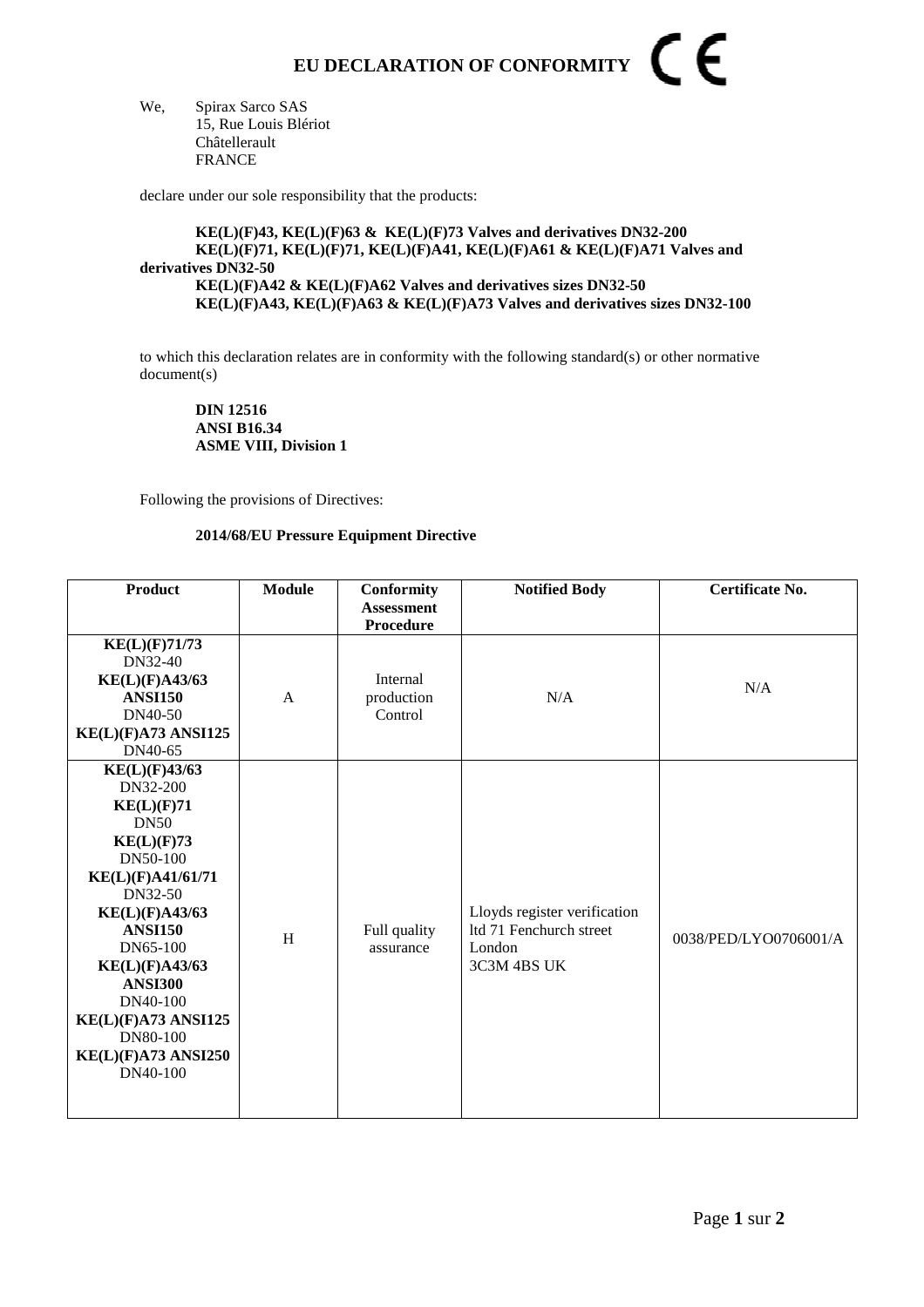# EU DECLARATION OF CONFORMITY CE

We, Spirax Sarco SAS
15, Rue Louis Blériot
Châtellerault
FRANCE

declare under our sole responsibility that the products:

**KE(L)(F)43, KE(L)(F)63 & KE(L)(F)73 Valves and derivatives DN32-200**
**KE(L)(F)71, KE(L)(F)71, KE(L)(F)A41, KE(L)(F)A61 & KE(L)(F)A71 Valves and derivatives DN32-50**
**KE(L)(F)A42 & KE(L)(F)A62 Valves and derivatives sizes DN32-50**
**KE(L)(F)A43, KE(L)(F)A63 & KE(L)(F)A73 Valves and derivatives sizes DN32-100**

to which this declaration relates are in conformity with the following standard(s) or other normative document(s)

**DIN 12516**
**ANSI B16.34**
**ASME VIII, Division 1**

Following the provisions of Directives:

**2014/68/EU Pressure Equipment Directive**

| Product | Module | Conformity Assessment Procedure | Notified Body | Certificate No. |
|---|---|---|---|---|
| **KE(L)(F)71/73** DN32-40 **KE(L)(F)A43/63 ANSI150** DN40-50 **KE(L)(F)A73 ANSI125** DN40-65 | A | Internal production Control | N/A | N/A |
| **KE(L)(F)43/63** DN32-200 **KE(L)(F)71** DN50 **KE(L)(F)73** DN50-100 **KE(L)(F)A41/61/71** DN32-50 **KE(L)(F)A43/63 ANSI150** DN65-100 **KE(L)(F)A43/63 ANSI300** DN40-100 **KE(L)(F)A73 ANSI125** DN80-100 **KE(L)(F)A73 ANSI250** DN40-100 | H | Full quality assurance | Lloyds register verification ltd 71 Fenchurch street London 3C3M 4BS UK | 0038/PED/LYO0706001/A |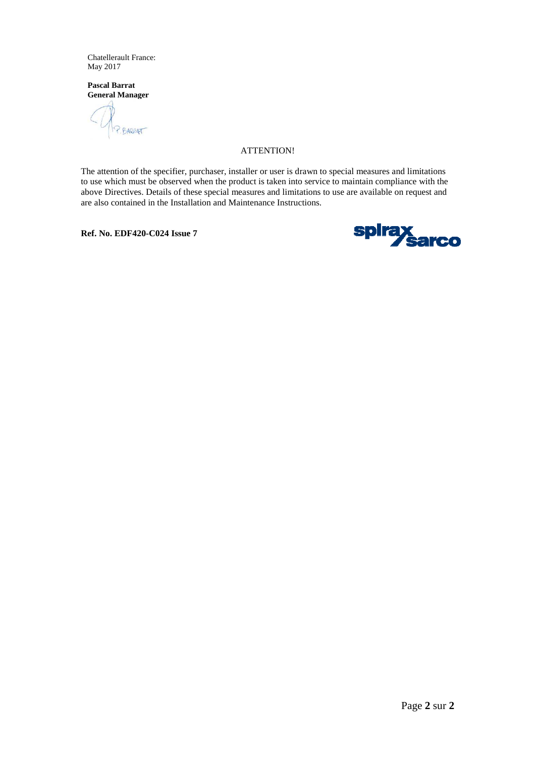Chatellerault France:
May 2017

**Pascal Barrat**
**General Manager**

ATTENTION!

The attention of the specifier, purchaser, installer or user is drawn to special measures and limitations to use which must be observed when the product is taken into service to maintain compliance with the above Directives. Details of these special measures and limitations to use are available on request and are also contained in the Installation and Maintenance Instructions.

**Ref. No. EDF420-C024 Issue 7**